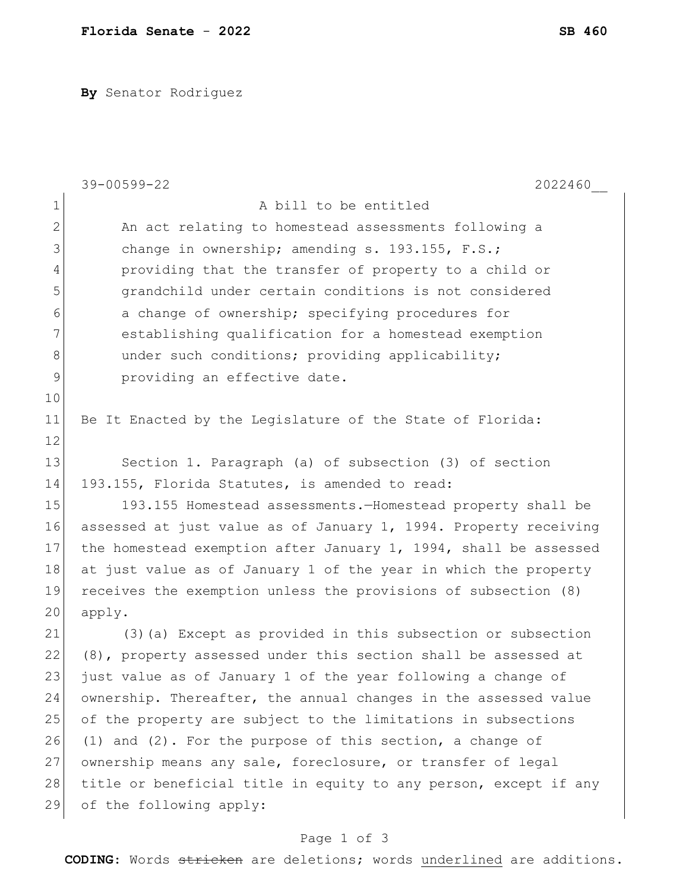**By** Senator Rodriguez

39-00599-22 2022460__

A bill to be entitled

An act relating to homestead assessments following a change in ownership; amending s. 193.155, F.S.; providing that the transfer of property to a child or grandchild under certain conditions is not considered a change of ownership; specifying procedures for establishing qualification for a homestead exemption under such conditions; providing applicability; providing an effective date.

Be It Enacted by the Legislature of the State of Florida:

Section 1. Paragraph (a) of subsection (3) of section 193.155, Florida Statutes, is amended to read:

193.155 Homestead assessments.—Homestead property shall be assessed at just value as of January 1, 1994. Property receiving the homestead exemption after January 1, 1994, shall be assessed at just value as of January 1 of the year in which the property receives the exemption unless the provisions of subsection (8) apply.

(3)(a) Except as provided in this subsection or subsection (8), property assessed under this section shall be assessed at just value as of January 1 of the year following a change of ownership. Thereafter, the annual changes in the assessed value of the property are subject to the limitations in subsections (1) and (2). For the purpose of this section, a change of ownership means any sale, foreclosure, or transfer of legal title or beneficial title in equity to any person, except if any of the following apply: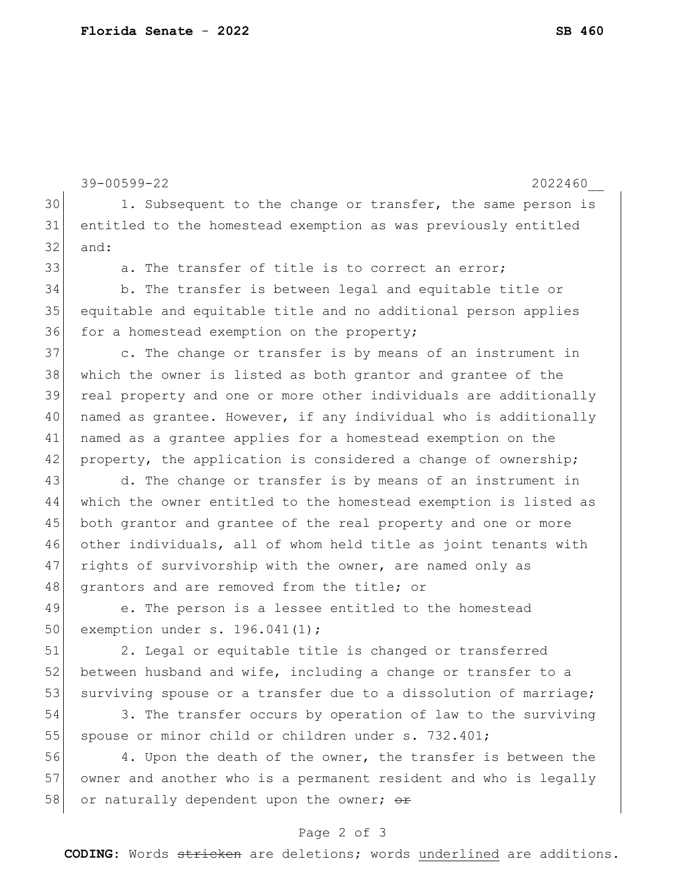1. Subsequent to the change or transfer, the same person is entitled to the homestead exemption as was previously entitled and:

a. The transfer of title is to correct an error;

b. The transfer is between legal and equitable title or equitable and equitable title and no additional person applies for a homestead exemption on the property;

c. The change or transfer is by means of an instrument in which the owner is listed as both grantor and grantee of the real property and one or more other individuals are additionally named as grantee. However, if any individual who is additionally named as a grantee applies for a homestead exemption on the property, the application is considered a change of ownership;

d. The change or transfer is by means of an instrument in which the owner entitled to the homestead exemption is listed as both grantor and grantee of the real property and one or more other individuals, all of whom held title as joint tenants with rights of survivorship with the owner, are named only as grantors and are removed from the title; or

e. The person is a lessee entitled to the homestead exemption under s. 196.041(1);

2. Legal or equitable title is changed or transferred between husband and wife, including a change or transfer to a surviving spouse or a transfer due to a dissolution of marriage;

3. The transfer occurs by operation of law to the surviving spouse or minor child or children under s. 732.401;

4. Upon the death of the owner, the transfer is between the owner and another who is a permanent resident and who is legally or naturally dependent upon the owner; ~~or~~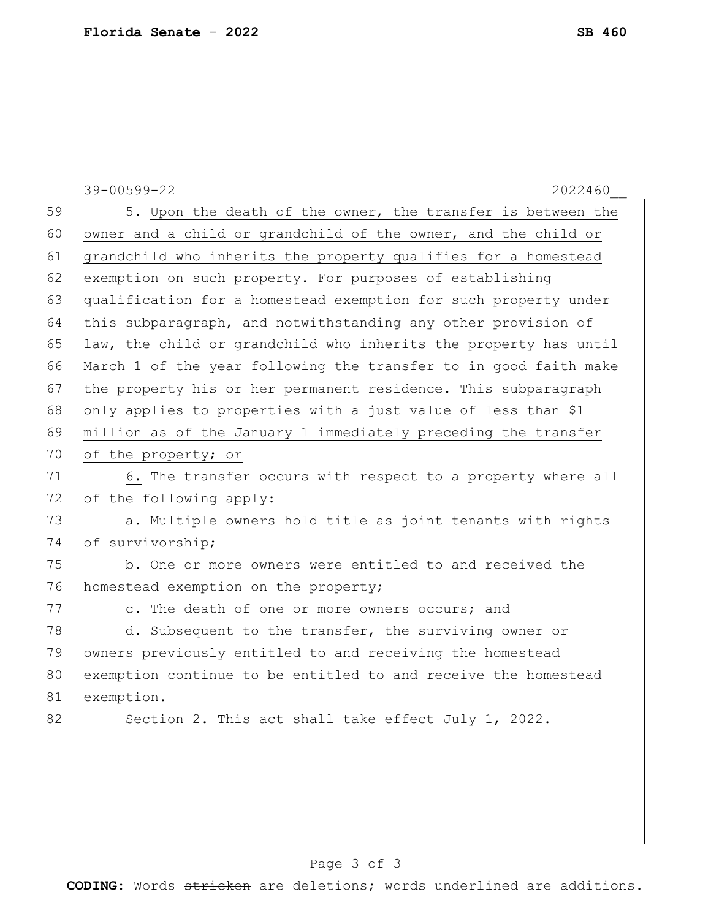5. Upon the death of the owner, the transfer is between the owner and a child or grandchild of the owner, and the child or grandchild who inherits the property qualifies for a homestead exemption on such property. For purposes of establishing qualification for a homestead exemption for such property under this subparagraph, and notwithstanding any other provision of law, the child or grandchild who inherits the property has until March 1 of the year following the transfer to in good faith make the property his or her permanent residence. This subparagraph only applies to properties with a just value of less than $1 million as of the January 1 immediately preceding the transfer of the property; or

6. The transfer occurs with respect to a property where all of the following apply:

a. Multiple owners hold title as joint tenants with rights of survivorship;

b. One or more owners were entitled to and received the homestead exemption on the property;

c. The death of one or more owners occurs; and

d. Subsequent to the transfer, the surviving owner or owners previously entitled to and receiving the homestead exemption continue to be entitled to and receive the homestead exemption.

Section 2. This act shall take effect July 1, 2022.